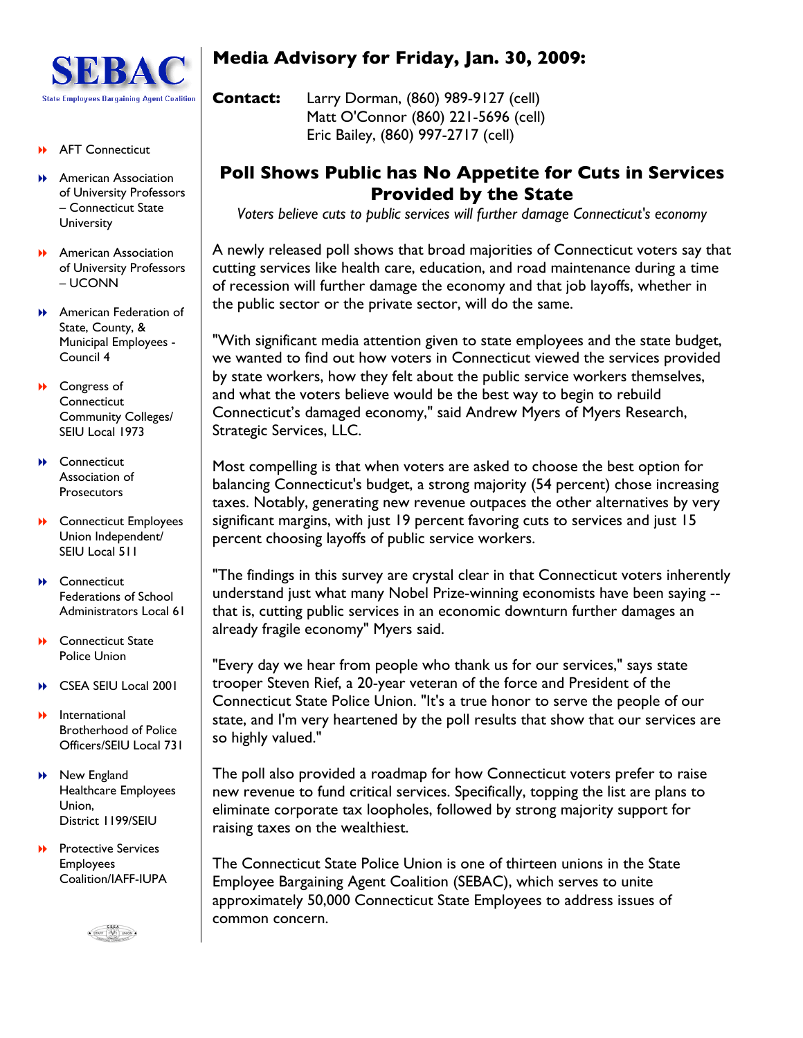**SEBAC**

State Employees Bargaining Agent Coalition

- AFT Connecticut
- American Association of University Professors – Connecticut State University
- American Association of University Professors – UCONN
- American Federation of State, County, & Municipal Employees - Council 4
- Congress of Connecticut Community Colleges/ SEIU Local 1973
- Connecticut Association of Prosecutors
- Connecticut Employees Union Independent/ SEIU Local 511
- Connecticut Federations of School Administrators Local 61
- Connecticut State Police Union
- CSEA SEIU Local 2001
- International Brotherhood of Police Officers/SEIU Local 731
- New England Healthcare Employees Union, District 1199/SEIU
- Protective Services Employees Coalition/IAFF-IUPA

# Media Advisory for Friday, Jan. 30, 2009:

**Contact:** Larry Dorman, (860) 989-9127 (cell)
Matt O'Connor (860) 221-5696 (cell)
Eric Bailey, (860) 997-2717 (cell)

## Poll Shows Public has No Appetite for Cuts in Services Provided by the State

*Voters believe cuts to public services will further damage Connecticut's economy*

A newly released poll shows that broad majorities of Connecticut voters say that cutting services like health care, education, and road maintenance during a time of recession will further damage the economy and that job layoffs, whether in the public sector or the private sector, will do the same.

"With significant media attention given to state employees and the state budget, we wanted to find out how voters in Connecticut viewed the services provided by state workers, how they felt about the public service workers themselves, and what the voters believe would be the best way to begin to rebuild Connecticut's damaged economy," said Andrew Myers of Myers Research, Strategic Services, LLC.

Most compelling is that when voters are asked to choose the best option for balancing Connecticut's budget, a strong majority (54 percent) chose increasing taxes. Notably, generating new revenue outpaces the other alternatives by very significant margins, with just 19 percent favoring cuts to services and just 15 percent choosing layoffs of public service workers.

"The findings in this survey are crystal clear in that Connecticut voters inherently understand just what many Nobel Prize-winning economists have been saying -- that is, cutting public services in an economic downturn further damages an already fragile economy" Myers said.

"Every day we hear from people who thank us for our services," says state trooper Steven Rief, a 20-year veteran of the force and President of the Connecticut State Police Union. "It's a true honor to serve the people of our state, and I'm very heartened by the poll results that show that our services are so highly valued."

The poll also provided a roadmap for how Connecticut voters prefer to raise new revenue to fund critical services. Specifically, topping the list are plans to eliminate corporate tax loopholes, followed by strong majority support for raising taxes on the wealthiest.

The Connecticut State Police Union is one of thirteen unions in the State Employee Bargaining Agent Coalition (SEBAC), which serves to unite approximately 50,000 Connecticut State Employees to address issues of common concern.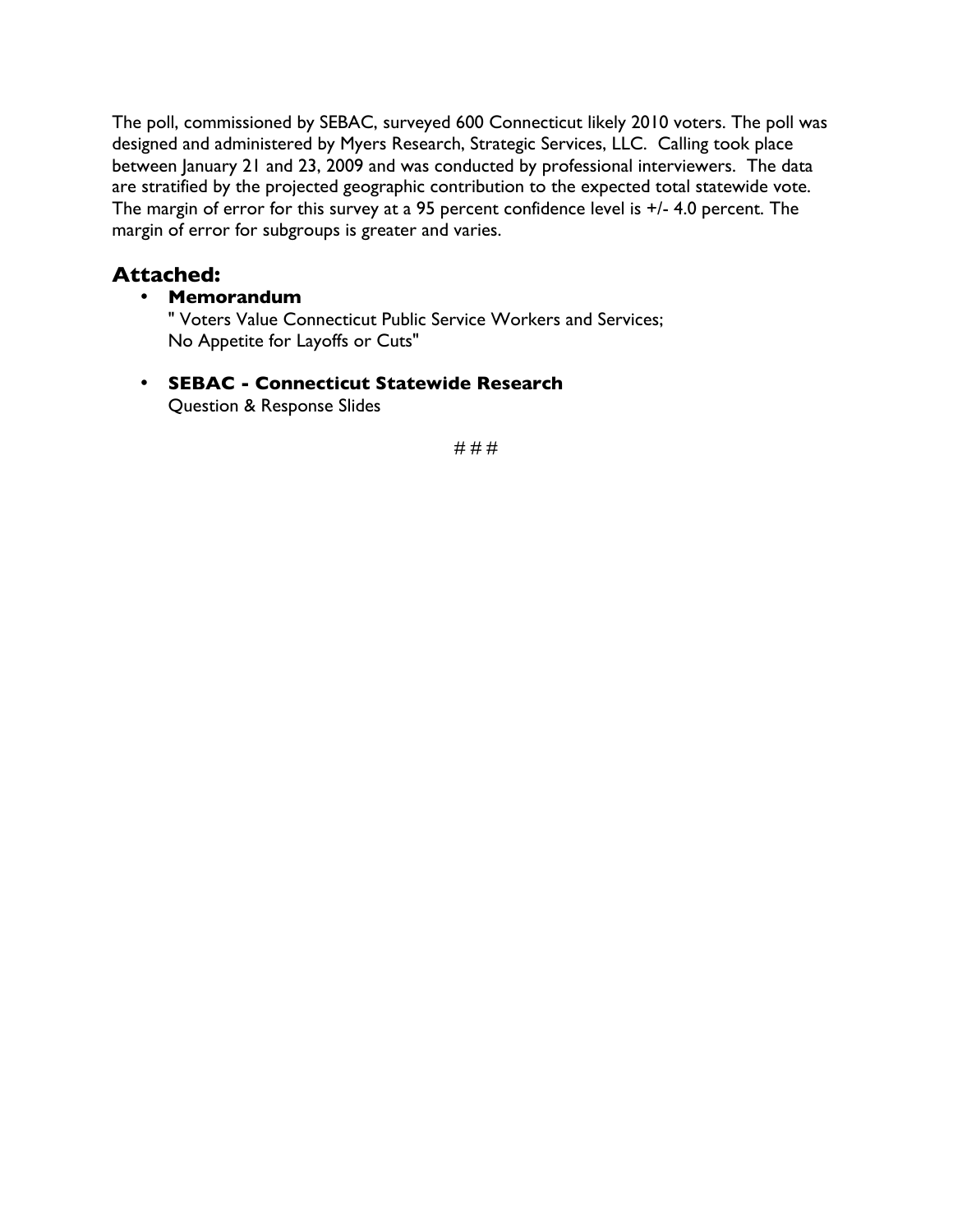The poll, commissioned by SEBAC, surveyed 600 Connecticut likely 2010 voters. The poll was designed and administered by Myers Research, Strategic Services, LLC. Calling took place between January 21 and 23, 2009 and was conducted by professional interviewers. The data are stratified by the projected geographic contribution to the expected total statewide vote. The margin of error for this survey at a 95 percent confidence level is +/- 4.0 percent. The margin of error for subgroups is greater and varies.

## Attached:

- **Memorandum**
  " Voters Value Connecticut Public Service Workers and Services;
  No Appetite for Layoffs or Cuts"

- **SEBAC - Connecticut Statewide Research**
  Question & Response Slides

# # #